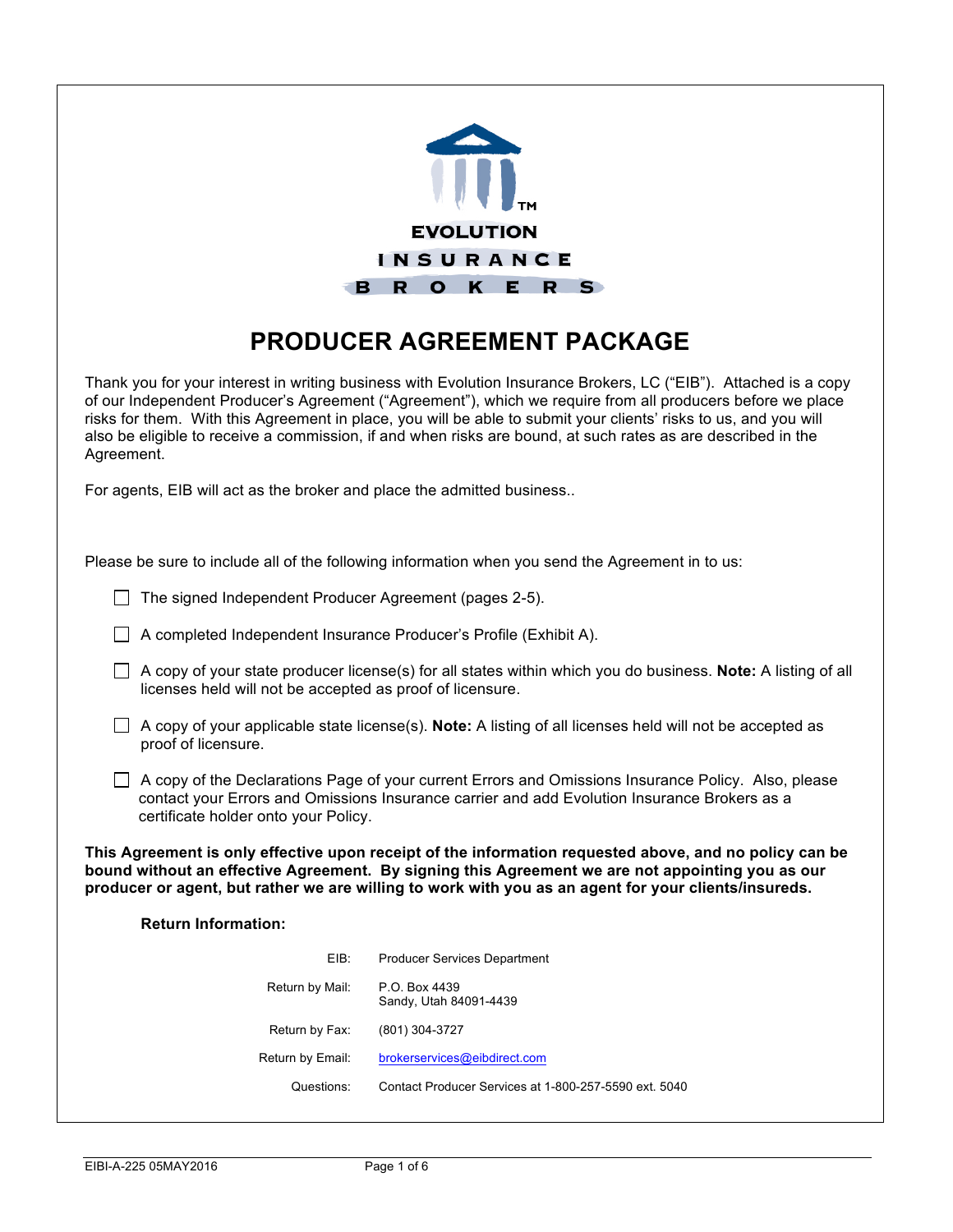EVOLUTION INSURANCE BROKERS

# PRODUCER AGREEMENT PACKAGE

Thank you for your interest in writing business with Evolution Insurance Brokers, LC ("EIB"). Attached is a copy of our Independent Producer's Agreement ("Agreement"), which we require from all producers before we place risks for them. With this Agreement in place, you will be able to submit your clients' risks to us, and you will also be eligible to receive a commission, if and when risks are bound, at such rates as are described in the Agreement.

For agents, EIB will act as the broker and place the admitted business..

Please be sure to include all of the following information when you send the Agreement in to us:

- ☐ The signed Independent Producer Agreement (pages 2-5).
- ☐ A completed Independent Insurance Producer's Profile (Exhibit A).
- ☐ A copy of your state producer license(s) for all states within which you do business. **Note:** A listing of all licenses held will not be accepted as proof of licensure.
- ☐ A copy of your applicable state license(s). **Note:** A listing of all licenses held will not be accepted as proof of licensure.
- ☐ A copy of the Declarations Page of your current Errors and Omissions Insurance Policy. Also, please contact your Errors and Omissions Insurance carrier and add Evolution Insurance Brokers as a certificate holder onto your Policy.

**This Agreement is only effective upon receipt of the information requested above, and no policy can be bound without an effective Agreement. By signing this Agreement we are not appointing you as our producer or agent, but rather we are willing to work with you as an agent for your clients/insureds.**

**Return Information:**

| | |
|---|---|
| EIB: | Producer Services Department |
| Return by Mail: | P.O. Box 4439<br>Sandy, Utah 84091-4439 |
| Return by Fax: | (801) 304-3727 |
| Return by Email: | brokerservices@eibdirect.com |
| Questions: | Contact Producer Services at 1-800-257-5590 ext. 5040 |

EIBI-A-225 05MAY2016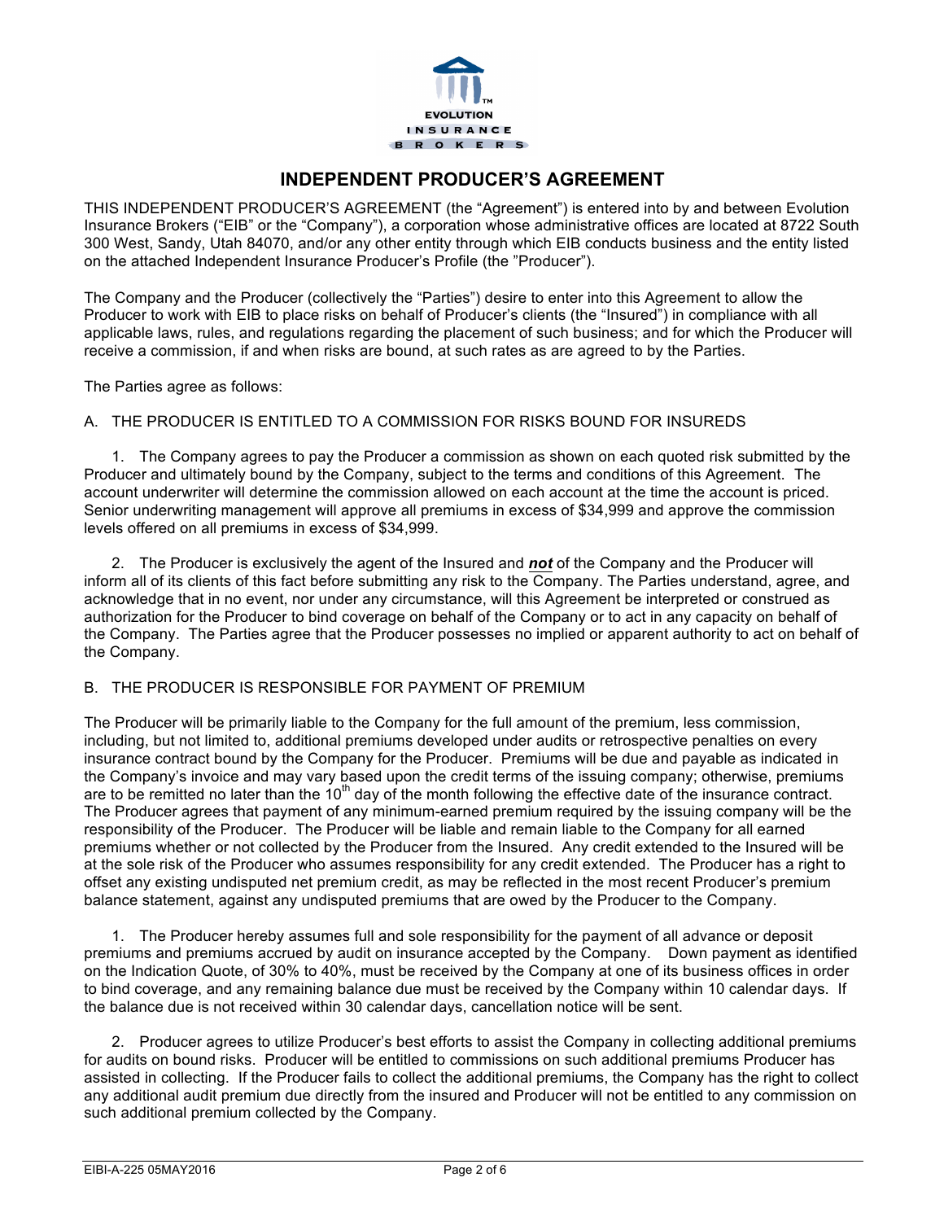# INDEPENDENT PRODUCER'S AGREEMENT

THIS INDEPENDENT PRODUCER'S AGREEMENT (the "Agreement") is entered into by and between Evolution Insurance Brokers ("EIB" or the "Company"), a corporation whose administrative offices are located at 8722 South 300 West, Sandy, Utah 84070, and/or any other entity through which EIB conducts business and the entity listed on the attached Independent Insurance Producer's Profile (the "Producer").

The Company and the Producer (collectively the "Parties") desire to enter into this Agreement to allow the Producer to work with EIB to place risks on behalf of Producer's clients (the "Insured") in compliance with all applicable laws, rules, and regulations regarding the placement of such business; and for which the Producer will receive a commission, if and when risks are bound, at such rates as are agreed to by the Parties.

The Parties agree as follows:

## A. THE PRODUCER IS ENTITLED TO A COMMISSION FOR RISKS BOUND FOR INSUREDS

1. The Company agrees to pay the Producer a commission as shown on each quoted risk submitted by the Producer and ultimately bound by the Company, subject to the terms and conditions of this Agreement. The account underwriter will determine the commission allowed on each account at the time the account is priced. Senior underwriting management will approve all premiums in excess of $34,999 and approve the commission levels offered on all premiums in excess of $34,999.

2. The Producer is exclusively the agent of the Insured and ***not*** of the Company and the Producer will inform all of its clients of this fact before submitting any risk to the Company. The Parties understand, agree, and acknowledge that in no event, nor under any circumstance, will this Agreement be interpreted or construed as authorization for the Producer to bind coverage on behalf of the Company or to act in any capacity on behalf of the Company. The Parties agree that the Producer possesses no implied or apparent authority to act on behalf of the Company.

## B. THE PRODUCER IS RESPONSIBLE FOR PAYMENT OF PREMIUM

The Producer will be primarily liable to the Company for the full amount of the premium, less commission, including, but not limited to, additional premiums developed under audits or retrospective penalties on every insurance contract bound by the Company for the Producer. Premiums will be due and payable as indicated in the Company's invoice and may vary based upon the credit terms of the issuing company; otherwise, premiums are to be remitted no later than the 10th day of the month following the effective date of the insurance contract. The Producer agrees that payment of any minimum-earned premium required by the issuing company will be the responsibility of the Producer. The Producer will be liable and remain liable to the Company for all earned premiums whether or not collected by the Producer from the Insured. Any credit extended to the Insured will be at the sole risk of the Producer who assumes responsibility for any credit extended. The Producer has a right to offset any existing undisputed net premium credit, as may be reflected in the most recent Producer's premium balance statement, against any undisputed premiums that are owed by the Producer to the Company.

1. The Producer hereby assumes full and sole responsibility for the payment of all advance or deposit premiums and premiums accrued by audit on insurance accepted by the Company. Down payment as identified on the Indication Quote, of 30% to 40%, must be received by the Company at one of its business offices in order to bind coverage, and any remaining balance due must be received by the Company within 10 calendar days. If the balance due is not received within 30 calendar days, cancellation notice will be sent.

2. Producer agrees to utilize Producer's best efforts to assist the Company in collecting additional premiums for audits on bound risks. Producer will be entitled to commissions on such additional premiums Producer has assisted in collecting. If the Producer fails to collect the additional premiums, the Company has the right to collect any additional audit premium due directly from the insured and Producer will not be entitled to any commission on such additional premium collected by the Company.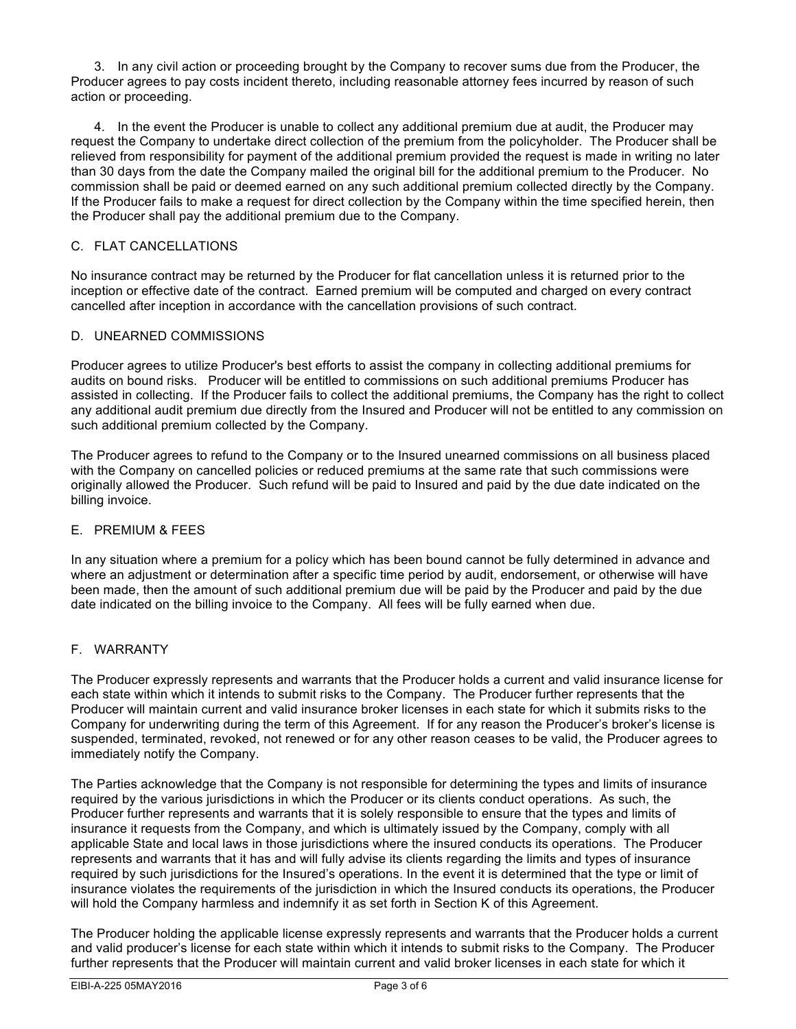3. In any civil action or proceeding brought by the Company to recover sums due from the Producer, the Producer agrees to pay costs incident thereto, including reasonable attorney fees incurred by reason of such action or proceeding.

4. In the event the Producer is unable to collect any additional premium due at audit, the Producer may request the Company to undertake direct collection of the premium from the policyholder. The Producer shall be relieved from responsibility for payment of the additional premium provided the request is made in writing no later than 30 days from the date the Company mailed the original bill for the additional premium to the Producer. No commission shall be paid or deemed earned on any such additional premium collected directly by the Company. If the Producer fails to make a request for direct collection by the Company within the time specified herein, then the Producer shall pay the additional premium due to the Company.

## C. FLAT CANCELLATIONS

No insurance contract may be returned by the Producer for flat cancellation unless it is returned prior to the inception or effective date of the contract. Earned premium will be computed and charged on every contract cancelled after inception in accordance with the cancellation provisions of such contract.

## D. UNEARNED COMMISSIONS

Producer agrees to utilize Producer's best efforts to assist the company in collecting additional premiums for audits on bound risks. Producer will be entitled to commissions on such additional premiums Producer has assisted in collecting. If the Producer fails to collect the additional premiums, the Company has the right to collect any additional audit premium due directly from the Insured and Producer will not be entitled to any commission on such additional premium collected by the Company.

The Producer agrees to refund to the Company or to the Insured unearned commissions on all business placed with the Company on cancelled policies or reduced premiums at the same rate that such commissions were originally allowed the Producer. Such refund will be paid to Insured and paid by the due date indicated on the billing invoice.

## E. PREMIUM & FEES

In any situation where a premium for a policy which has been bound cannot be fully determined in advance and where an adjustment or determination after a specific time period by audit, endorsement, or otherwise will have been made, then the amount of such additional premium due will be paid by the Producer and paid by the due date indicated on the billing invoice to the Company. All fees will be fully earned when due.

## F. WARRANTY

The Producer expressly represents and warrants that the Producer holds a current and valid insurance license for each state within which it intends to submit risks to the Company. The Producer further represents that the Producer will maintain current and valid insurance broker licenses in each state for which it submits risks to the Company for underwriting during the term of this Agreement. If for any reason the Producer's broker's license is suspended, terminated, revoked, not renewed or for any other reason ceases to be valid, the Producer agrees to immediately notify the Company.

The Parties acknowledge that the Company is not responsible for determining the types and limits of insurance required by the various jurisdictions in which the Producer or its clients conduct operations. As such, the Producer further represents and warrants that it is solely responsible to ensure that the types and limits of insurance it requests from the Company, and which is ultimately issued by the Company, comply with all applicable State and local laws in those jurisdictions where the insured conducts its operations. The Producer represents and warrants that it has and will fully advise its clients regarding the limits and types of insurance required by such jurisdictions for the Insured's operations. In the event it is determined that the type or limit of insurance violates the requirements of the jurisdiction in which the Insured conducts its operations, the Producer will hold the Company harmless and indemnify it as set forth in Section K of this Agreement.

The Producer holding the applicable license expressly represents and warrants that the Producer holds a current and valid producer's license for each state within which it intends to submit risks to the Company. The Producer further represents that the Producer will maintain current and valid broker licenses in each state for which it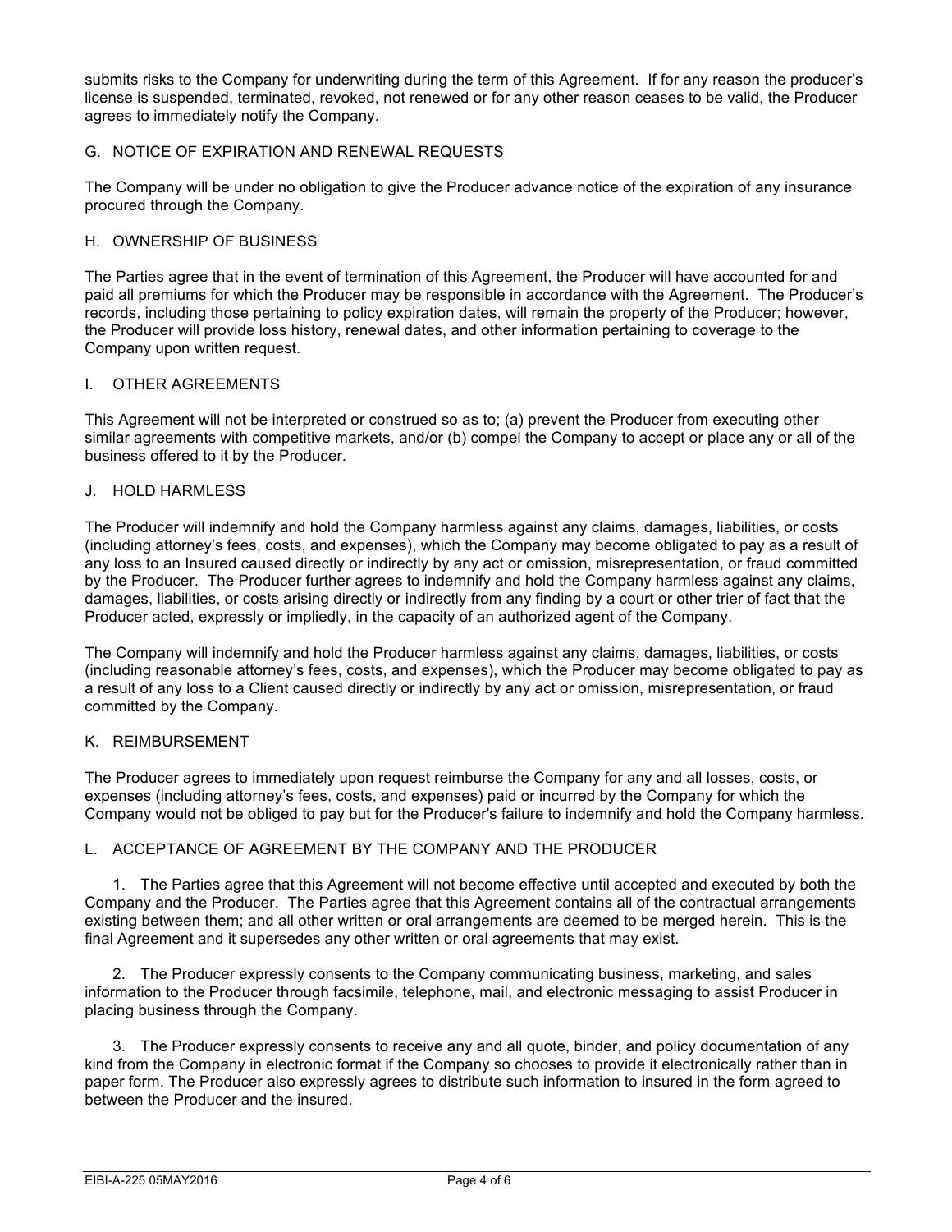submits risks to the Company for underwriting during the term of this Agreement. If for any reason the producer's license is suspended, terminated, revoked, not renewed or for any other reason ceases to be valid, the Producer agrees to immediately notify the Company.

## G. NOTICE OF EXPIRATION AND RENEWAL REQUESTS

The Company will be under no obligation to give the Producer advance notice of the expiration of any insurance procured through the Company.

## H. OWNERSHIP OF BUSINESS

The Parties agree that in the event of termination of this Agreement, the Producer will have accounted for and paid all premiums for which the Producer may be responsible in accordance with the Agreement. The Producer's records, including those pertaining to policy expiration dates, will remain the property of the Producer; however, the Producer will provide loss history, renewal dates, and other information pertaining to coverage to the Company upon written request.

## I. OTHER AGREEMENTS

This Agreement will not be interpreted or construed so as to; (a) prevent the Producer from executing other similar agreements with competitive markets, and/or (b) compel the Company to accept or place any or all of the business offered to it by the Producer.

## J. HOLD HARMLESS

The Producer will indemnify and hold the Company harmless against any claims, damages, liabilities, or costs (including attorney's fees, costs, and expenses), which the Company may become obligated to pay as a result of any loss to an Insured caused directly or indirectly by any act or omission, misrepresentation, or fraud committed by the Producer. The Producer further agrees to indemnify and hold the Company harmless against any claims, damages, liabilities, or costs arising directly or indirectly from any finding by a court or other trier of fact that the Producer acted, expressly or impliedly, in the capacity of an authorized agent of the Company.

The Company will indemnify and hold the Producer harmless against any claims, damages, liabilities, or costs (including reasonable attorney's fees, costs, and expenses), which the Producer may become obligated to pay as a result of any loss to a Client caused directly or indirectly by any act or omission, misrepresentation, or fraud committed by the Company.

## K. REIMBURSEMENT

The Producer agrees to immediately upon request reimburse the Company for any and all losses, costs, or expenses (including attorney's fees, costs, and expenses) paid or incurred by the Company for which the Company would not be obliged to pay but for the Producer's failure to indemnify and hold the Company harmless.

## L. ACCEPTANCE OF AGREEMENT BY THE COMPANY AND THE PRODUCER

1. The Parties agree that this Agreement will not become effective until accepted and executed by both the Company and the Producer. The Parties agree that this Agreement contains all of the contractual arrangements existing between them; and all other written or oral arrangements are deemed to be merged herein. This is the final Agreement and it supersedes any other written or oral agreements that may exist.

2. The Producer expressly consents to the Company communicating business, marketing, and sales information to the Producer through facsimile, telephone, mail, and electronic messaging to assist Producer in placing business through the Company.

3. The Producer expressly consents to receive any and all quote, binder, and policy documentation of any kind from the Company in electronic format if the Company so chooses to provide it electronically rather than in paper form. The Producer also expressly agrees to distribute such information to insured in the form agreed to between the Producer and the insured.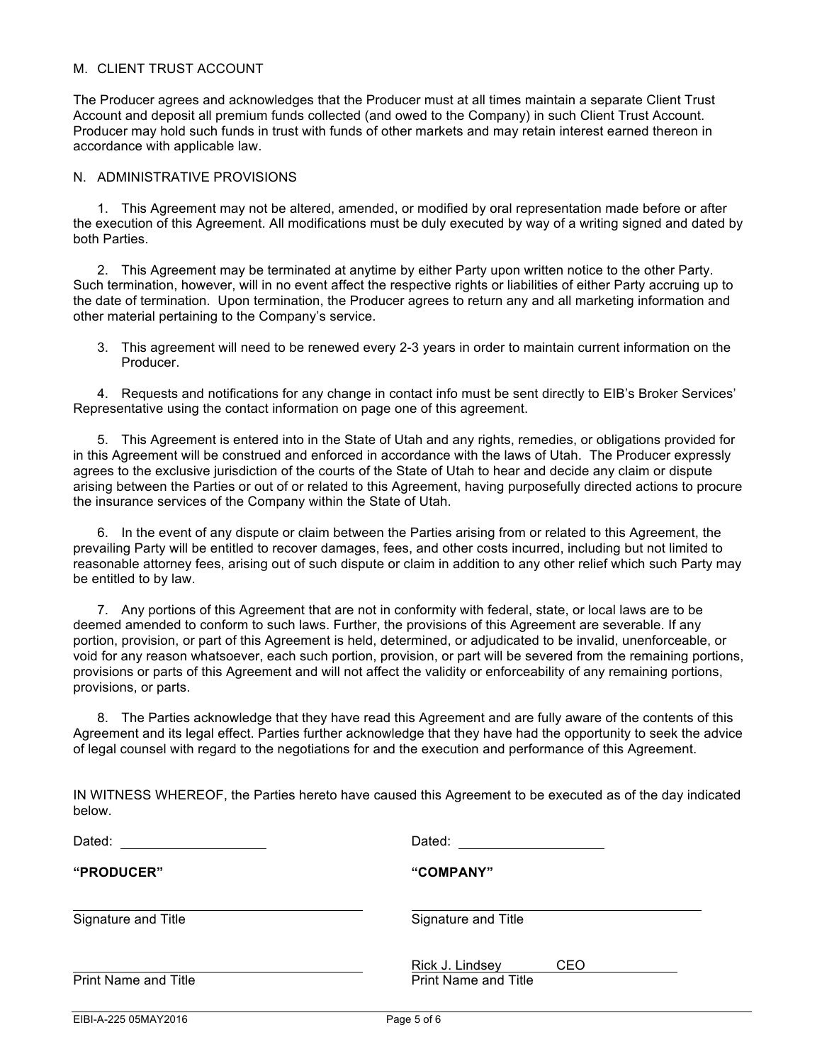## M. CLIENT TRUST ACCOUNT

The Producer agrees and acknowledges that the Producer must at all times maintain a separate Client Trust Account and deposit all premium funds collected (and owed to the Company) in such Client Trust Account. Producer may hold such funds in trust with funds of other markets and may retain interest earned thereon in accordance with applicable law.

## N. ADMINISTRATIVE PROVISIONS

1. This Agreement may not be altered, amended, or modified by oral representation made before or after the execution of this Agreement. All modifications must be duly executed by way of a writing signed and dated by both Parties.

2. This Agreement may be terminated at anytime by either Party upon written notice to the other Party. Such termination, however, will in no event affect the respective rights or liabilities of either Party accruing up to the date of termination. Upon termination, the Producer agrees to return any and all marketing information and other material pertaining to the Company's service.

3. This agreement will need to be renewed every 2-3 years in order to maintain current information on the Producer.

4. Requests and notifications for any change in contact info must be sent directly to EIB's Broker Services' Representative using the contact information on page one of this agreement.

5. This Agreement is entered into in the State of Utah and any rights, remedies, or obligations provided for in this Agreement will be construed and enforced in accordance with the laws of Utah. The Producer expressly agrees to the exclusive jurisdiction of the courts of the State of Utah to hear and decide any claim or dispute arising between the Parties or out of or related to this Agreement, having purposefully directed actions to procure the insurance services of the Company within the State of Utah.

6. In the event of any dispute or claim between the Parties arising from or related to this Agreement, the prevailing Party will be entitled to recover damages, fees, and other costs incurred, including but not limited to reasonable attorney fees, arising out of such dispute or claim in addition to any other relief which such Party may be entitled to by law.

7. Any portions of this Agreement that are not in conformity with federal, state, or local laws are to be deemed amended to conform to such laws. Further, the provisions of this Agreement are severable. If any portion, provision, or part of this Agreement is held, determined, or adjudicated to be invalid, unenforceable, or void for any reason whatsoever, each such portion, provision, or part will be severed from the remaining portions, provisions or parts of this Agreement and will not affect the validity or enforceability of any remaining portions, provisions, or parts.

8. The Parties acknowledge that they have read this Agreement and are fully aware of the contents of this Agreement and its legal effect. Parties further acknowledge that they have had the opportunity to seek the advice of legal counsel with regard to the negotiations for and the execution and performance of this Agreement.

IN WITNESS WHEREOF, the Parties hereto have caused this Agreement to be executed as of the day indicated below.

| | |
|---|---|
| Dated: ____________________ | Dated: ____________________ |
| **"PRODUCER"** | **"COMPANY"** |
| ________________________________________ | ________________________________________ |
| Signature and Title | Signature and Title |
| ________________________________________ | Rick J. Lindsey CEO |
| Print Name and Title | Print Name and Title |

EIBI-A-225 05MAY2016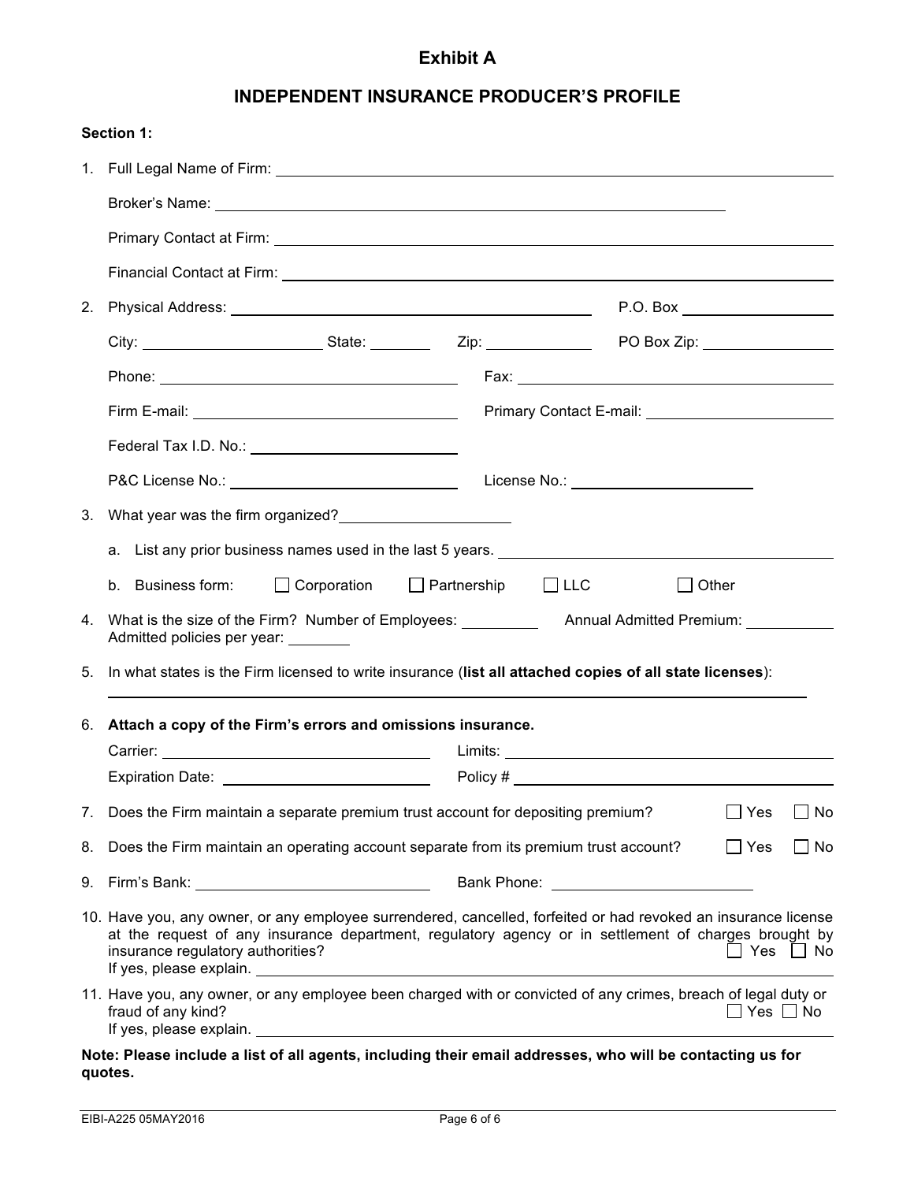# Exhibit A

## INDEPENDENT INSURANCE PRODUCER'S PROFILE

**Section 1:**

1. Full Legal Name of Firm: \_\_\_\_\_\_\_\_\_\_

   Broker's Name: \_\_\_\_\_\_\_\_\_\_

   Primary Contact at Firm: \_\_\_\_\_\_\_\_\_\_

   Financial Contact at Firm: \_\_\_\_\_\_\_\_\_\_

2. Physical Address: \_\_\_\_\_\_\_\_\_\_ P.O. Box \_\_\_\_\_\_\_\_\_\_

   City: \_\_\_\_\_\_\_\_\_\_ State: \_\_\_\_\_\_\_\_\_\_ Zip: \_\_\_\_\_\_\_\_\_\_ PO Box Zip: \_\_\_\_\_\_\_\_\_\_

   Phone: \_\_\_\_\_\_\_\_\_\_ Fax: \_\_\_\_\_\_\_\_\_\_

   Firm E-mail: \_\_\_\_\_\_\_\_\_\_ Primary Contact E-mail: \_\_\_\_\_\_\_\_\_\_

   Federal Tax I.D. No.: \_\_\_\_\_\_\_\_\_\_

   P&C License No.: \_\_\_\_\_\_\_\_\_\_ License No.: \_\_\_\_\_\_\_\_\_\_

3. What year was the firm organized? \_\_\_\_\_\_\_\_\_\_

   a. List any prior business names used in the last 5 years. \_\_\_\_\_\_\_\_\_\_

   b. Business form: ☐ Corporation ☐ Partnership ☐ LLC ☐ Other

4. What is the size of the Firm? Number of Employees: \_\_\_\_\_\_\_\_\_\_ Annual Admitted Premium: \_\_\_\_\_\_\_\_\_\_ Admitted policies per year: \_\_\_\_\_\_\_\_\_\_

5. In what states is the Firm licensed to write insurance (**list all attached copies of all state licenses**):

   \_\_\_\_\_\_\_\_\_\_

6. **Attach a copy of the Firm's errors and omissions insurance.**

   Carrier: \_\_\_\_\_\_\_\_\_\_ Limits: \_\_\_\_\_\_\_\_\_\_

   Expiration Date: \_\_\_\_\_\_\_\_\_\_ Policy # \_\_\_\_\_\_\_\_\_\_

7. Does the Firm maintain a separate premium trust account for depositing premium? ☐ Yes ☐ No

8. Does the Firm maintain an operating account separate from its premium trust account? ☐ Yes ☐ No

9. Firm's Bank: \_\_\_\_\_\_\_\_\_\_ Bank Phone: \_\_\_\_\_\_\_\_\_\_

10. Have you, any owner, or any employee surrendered, cancelled, forfeited or had revoked an insurance license at the request of any insurance department, regulatory agency or in settlement of charges brought by insurance regulatory authorities? ☐ Yes ☐ No
    If yes, please explain. \_\_\_\_\_\_\_\_\_\_

11. Have you, any owner, or any employee been charged with or convicted of any crimes, breach of legal duty or fraud of any kind? ☐ Yes ☐ No
    If yes, please explain. \_\_\_\_\_\_\_\_\_\_

**Note: Please include a list of all agents, including their email addresses, who will be contacting us for quotes.**

EIBI-A225 05MAY2016